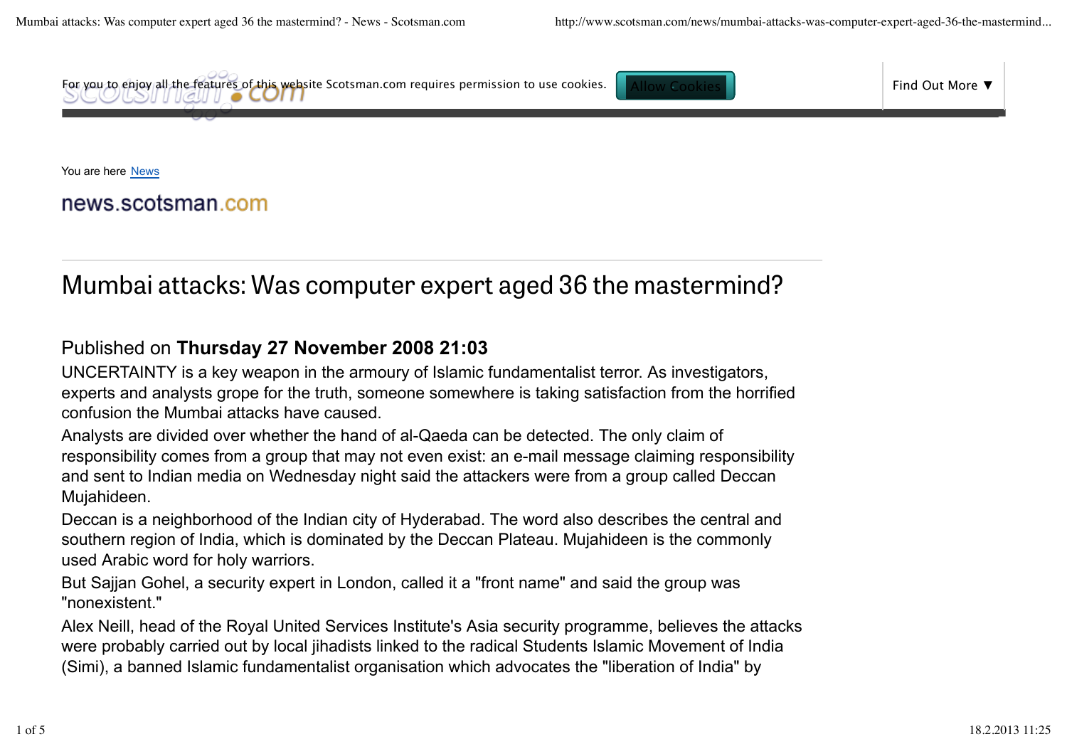For you to enjoy all the features of this website Scotsman.com requires permission to use cookies. Allow Cookies

Find Out More ▼

You are here News

news.scotsman.com

# Mumbai attacks: Was computer expert aged 36 the mastermind?

Published on **Thursday 27 November 2008 21:03**

UNCERTAINTY is a key weapon in the armoury of Islamic fundamentalist terror. As investigators, experts and analysts grope for the truth, someone somewhere is taking satisfaction from the horrified confusion the Mumbai attacks have caused.

Analysts are divided over whether the hand of al-Qaeda can be detected. The only claim of responsibility comes from a group that may not even exist: an e-mail message claiming responsibility and sent to Indian media on Wednesday night said the attackers were from a group called Deccan Mujahideen.

Deccan is a neighborhood of the Indian city of Hyderabad. The word also describes the central and southern region of India, which is dominated by the Deccan Plateau. Mujahideen is the commonly used Arabic word for holy warriors.

But Sajjan Gohel, a security expert in London, called it a "front name" and said the group was "nonexistent."

Alex Neill, head of the Royal United Services Institute's Asia security programme, believes the attacks were probably carried out by local jihadists linked to the radical Students Islamic Movement of India (Simi), a banned Islamic fundamentalist organisation which advocates the "liberation of India" by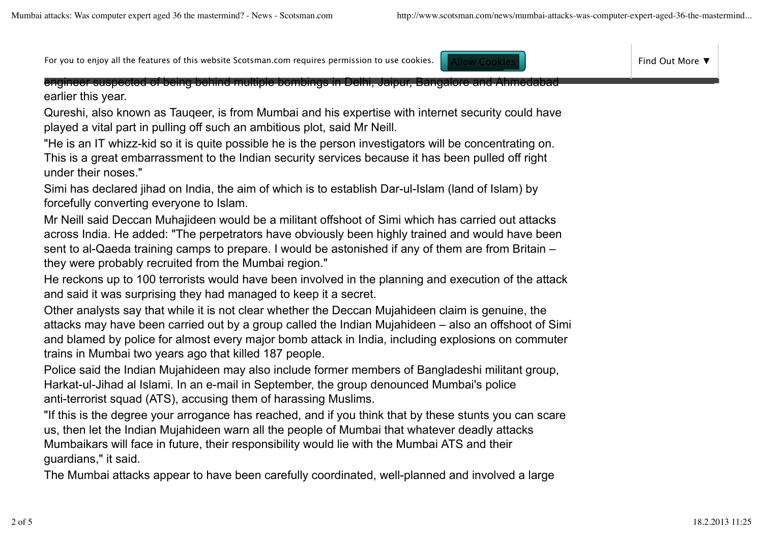engineer suspected of being behind multiple bombings in Delhi, Jaipur, Bangalore and Ahmedabad earlier this year.

Qureshi, also known as Tauqeer, is from Mumbai and his expertise with internet security could have played a vital part in pulling off such an ambitious plot, said Mr Neill.

"He is an IT whizz-kid so it is quite possible he is the person investigators will be concentrating on. This is a great embarrassment to the Indian security services because it has been pulled off right under their noses."

Simi has declared jihad on India, the aim of which is to establish Dar-ul-Islam (land of Islam) by forcefully converting everyone to Islam.

Mr Neill said Deccan Muhajideen would be a militant offshoot of Simi which has carried out attacks across India. He added: "The perpetrators have obviously been highly trained and would have been sent to al-Qaeda training camps to prepare. I would be astonished if any of them are from Britain – they were probably recruited from the Mumbai region."

He reckons up to 100 terrorists would have been involved in the planning and execution of the attack and said it was surprising they had managed to keep it a secret.

Other analysts say that while it is not clear whether the Deccan Mujahideen claim is genuine, the attacks may have been carried out by a group called the Indian Mujahideen – also an offshoot of Simi and blamed by police for almost every major bomb attack in India, including explosions on commuter trains in Mumbai two years ago that killed 187 people.

Police said the Indian Mujahideen may also include former members of Bangladeshi militant group, Harkat-ul-Jihad al Islami. In an e-mail in September, the group denounced Mumbai's police anti-terrorist squad (ATS), accusing them of harassing Muslims.

"If this is the degree your arrogance has reached, and if you think that by these stunts you can scare us, then let the Indian Mujahideen warn all the people of Mumbai that whatever deadly attacks Mumbaikars will face in future, their responsibility would lie with the Mumbai ATS and their guardians," it said.

The Mumbai attacks appear to have been carefully coordinated, well-planned and involved a large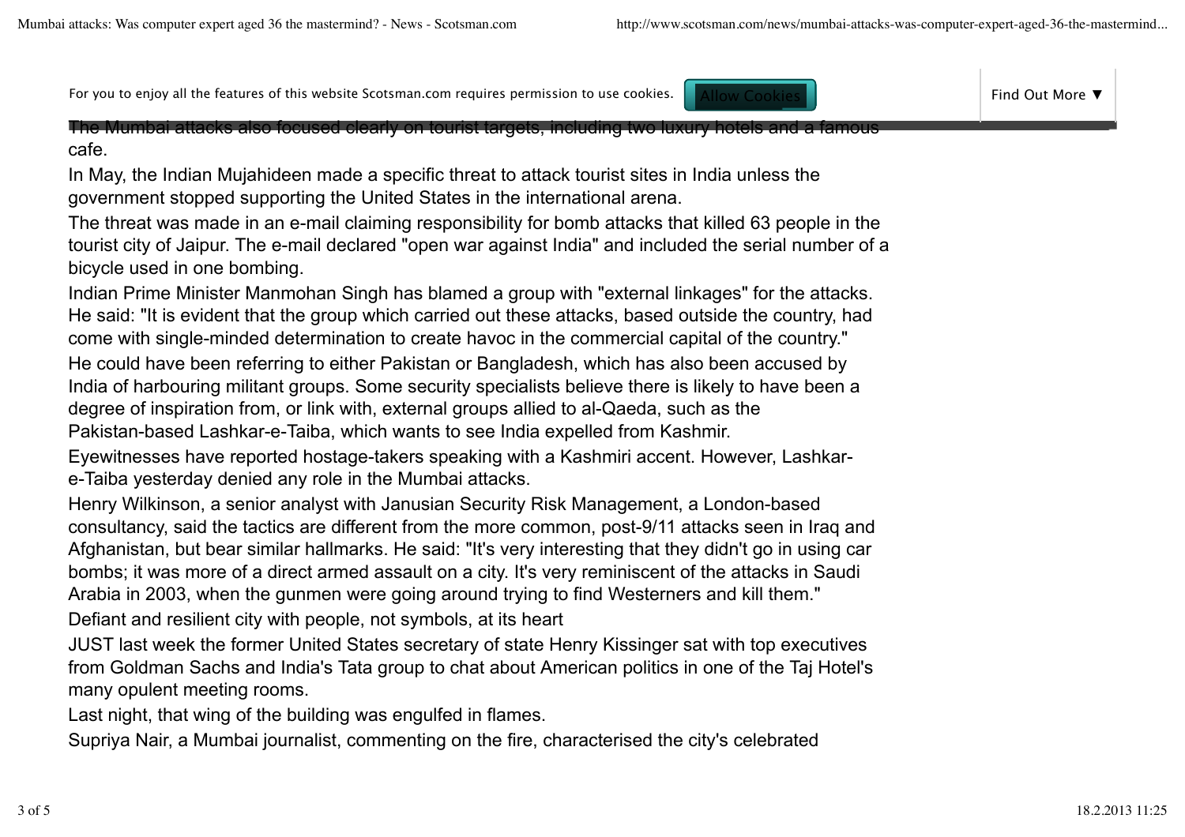The Mumbai attacks also focused clearly on tourist targets, including two luxury hotels and a famous cafe.

In May, the Indian Mujahideen made a specific threat to attack tourist sites in India unless the government stopped supporting the United States in the international arena.

The threat was made in an e-mail claiming responsibility for bomb attacks that killed 63 people in the tourist city of Jaipur. The e-mail declared "open war against India" and included the serial number of a bicycle used in one bombing.

Indian Prime Minister Manmohan Singh has blamed a group with "external linkages" for the attacks. He said: "It is evident that the group which carried out these attacks, based outside the country, had come with single-minded determination to create havoc in the commercial capital of the country."

He could have been referring to either Pakistan or Bangladesh, which has also been accused by India of harbouring militant groups. Some security specialists believe there is likely to have been a degree of inspiration from, or link with, external groups allied to al-Qaeda, such as the Pakistan-based Lashkar-e-Taiba, which wants to see India expelled from Kashmir.

Eyewitnesses have reported hostage-takers speaking with a Kashmiri accent. However, Lashkar-e-Taiba yesterday denied any role in the Mumbai attacks.

Henry Wilkinson, a senior analyst with Janusian Security Risk Management, a London-based consultancy, said the tactics are different from the more common, post-9/11 attacks seen in Iraq and Afghanistan, but bear similar hallmarks. He said: "It's very interesting that they didn't go in using car bombs; it was more of a direct armed assault on a city. It's very reminiscent of the attacks in Saudi Arabia in 2003, when the gunmen were going around trying to find Westerners and kill them."

Defiant and resilient city with people, not symbols, at its heart

JUST last week the former United States secretary of state Henry Kissinger sat with top executives from Goldman Sachs and India's Tata group to chat about American politics in one of the Taj Hotel's many opulent meeting rooms.

Last night, that wing of the building was engulfed in flames.

Supriya Nair, a Mumbai journalist, commenting on the fire, characterised the city's celebrated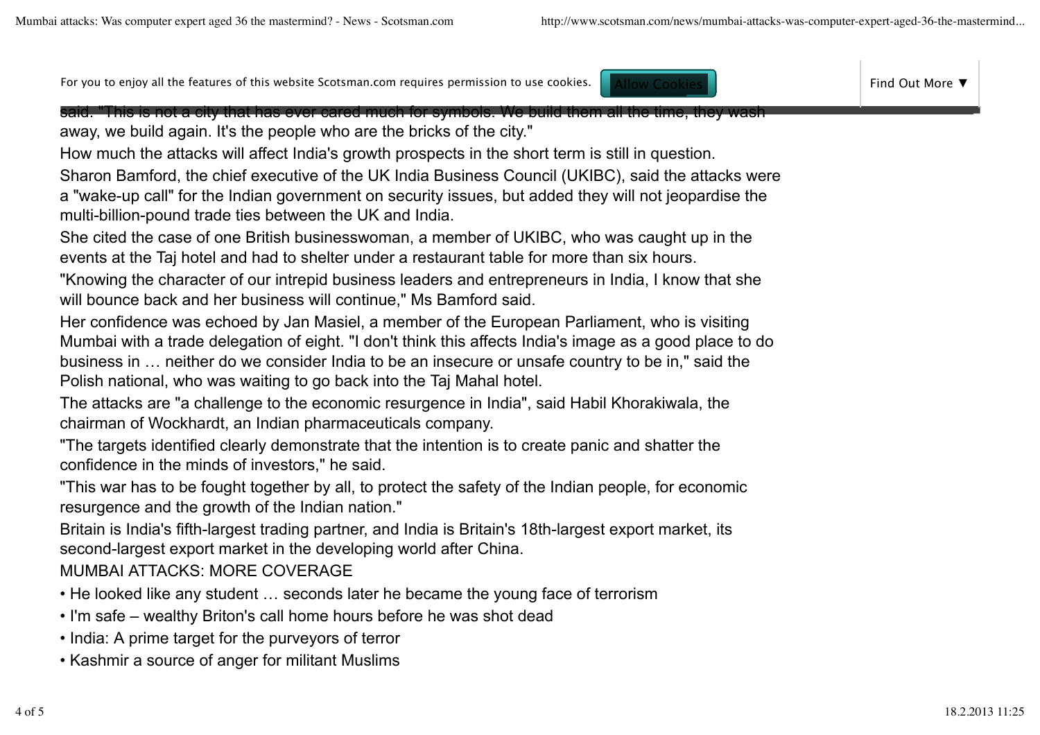said. "This is not a city that has ever cared much for symbols. We build them all the time, they wash away, we build again. It's the people who are the bricks of the city."

How much the attacks will affect India's growth prospects in the short term is still in question.

Sharon Bamford, the chief executive of the UK India Business Council (UKIBC), said the attacks were a "wake-up call" for the Indian government on security issues, but added they will not jeopardise the multi-billion-pound trade ties between the UK and India.

She cited the case of one British businesswoman, a member of UKIBC, who was caught up in the events at the Taj hotel and had to shelter under a restaurant table for more than six hours.

"Knowing the character of our intrepid business leaders and entrepreneurs in India, I know that she will bounce back and her business will continue," Ms Bamford said.

Her confidence was echoed by Jan Masiel, a member of the European Parliament, who is visiting Mumbai with a trade delegation of eight. "I don't think this affects India's image as a good place to do business in … neither do we consider India to be an insecure or unsafe country to be in," said the Polish national, who was waiting to go back into the Taj Mahal hotel.

The attacks are "a challenge to the economic resurgence in India", said Habil Khorakiwala, the chairman of Wockhardt, an Indian pharmaceuticals company.

"The targets identified clearly demonstrate that the intention is to create panic and shatter the confidence in the minds of investors," he said.

"This war has to be fought together by all, to protect the safety of the Indian people, for economic resurgence and the growth of the Indian nation."

Britain is India's fifth-largest trading partner, and India is Britain's 18th-largest export market, its second-largest export market in the developing world after China.

MUMBAI ATTACKS: MORE COVERAGE

- He looked like any student … seconds later he became the young face of terrorism
- I'm safe – wealthy Briton's call home hours before he was shot dead
- India: A prime target for the purveyors of terror
- Kashmir a source of anger for militant Muslims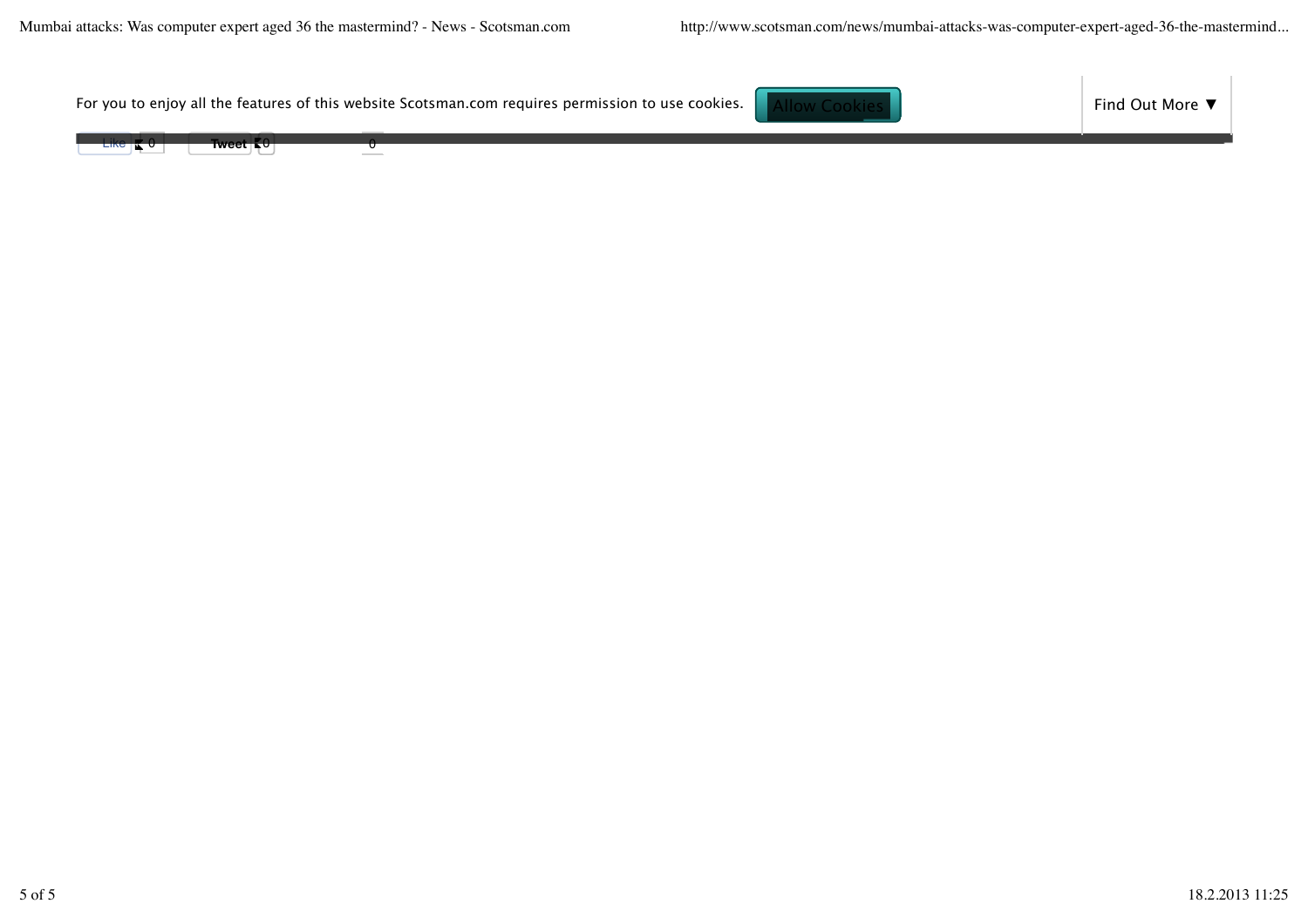For you to enjoy all the features of this website Scotsman.com requires permission to use cookies. Allow Cookies

Find Out More ▼

Like 0 Tweet 0 0